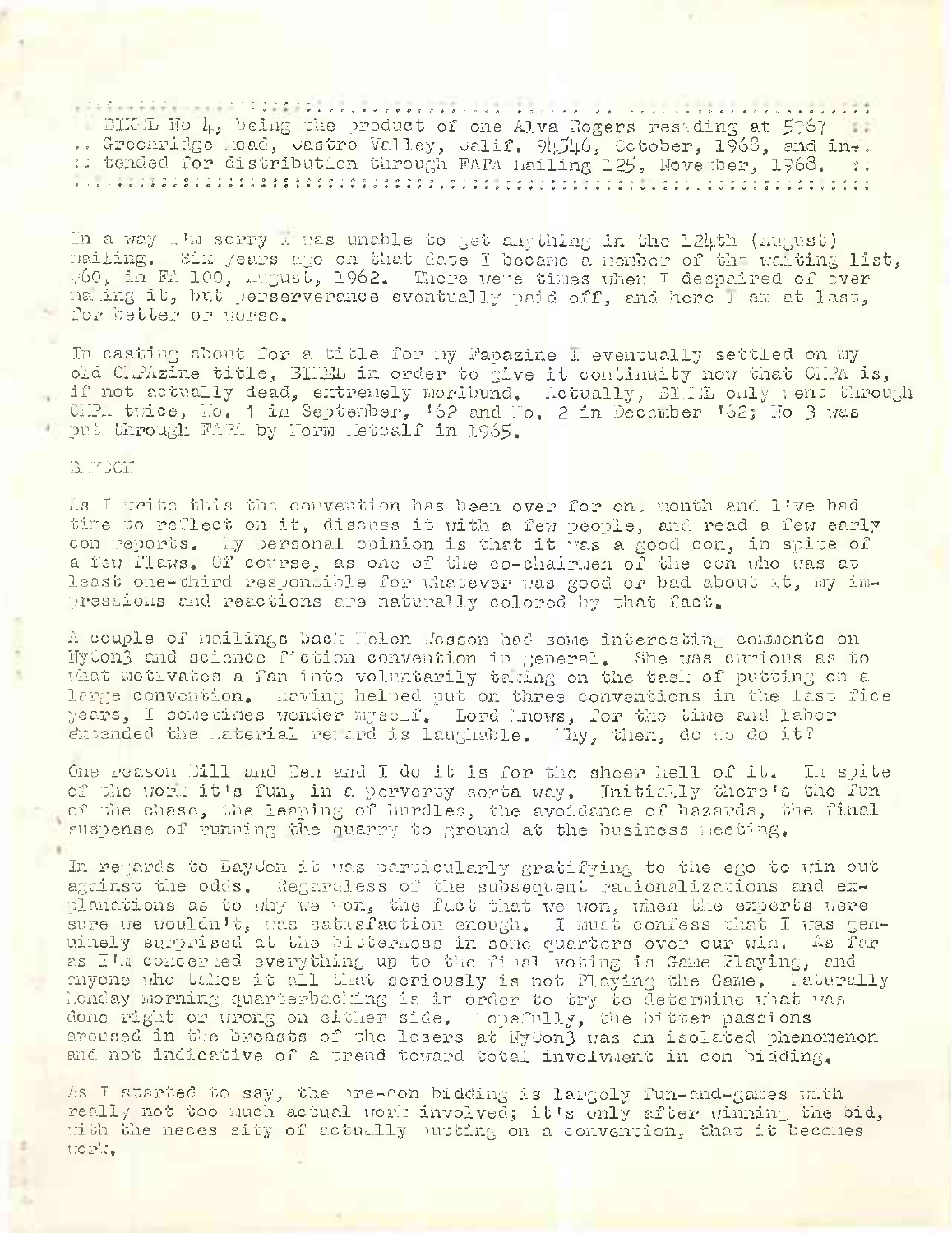BIXEL No 4, being the product of one Alva Rogers residing at 5767 Greenridge Road, Castro Valley, Calif. 94546, October, 1968, and intended for distribution through FAPA Mailing 125, November, 1968.

In a way I'm sorry I was unable to get anything in the 124th (August) mailing. Six years ago on that date I became a member of the waiting list, #60, in FA 100, August, 1962. There were times when I despaired of ever making it, but perserverance eventually paid off, and here I am at last, for better or worse.

In casting about for a title for my Fapazine I eventually settled on my old CAPAzine title, BIXEL in order to give it continuity now that CAPA is, if not actually dead, extremely moribund. Actually, BIXEL only went through CAPA twice, No. 1 in September, '62 and No. 2 in December '62; No 3 was put through FAPA by Norm Metcalf in 1965.

BAYCON

As I write this the convention has been over for one month and I've had time to reflect on it, discuss it with a few people, and read a few early con reports. My personal opinion is that it was a good con, in spite of a few flaws. Of course, as one of the co-chairmen of the con who was at least one-third responsible for whatever was good or bad about it, my impressions and reactions are naturally colored by that fact.

A couple of mailings back Helen Wesson had some interesting comments on NyCon3 and science fiction convention in general. She was curious as to what motivates a fan into voluntarily taking on the task of putting on a large convention. Having helped put on three conventions in the last fice years, I sometimes wonder myself. Lord knows, for the time and labor expended the material reward is laughable. Why, then, do we do it?

One reason Bill and Ben and I do it is for the sheer hell of it. In spite of the work it's fun, in a perverty sorta way. Initially there's the fun of the chase, the leaping of hurdles, the avoidance of hazards, the final suspense of running the quarry to ground at the business meeting.

In regards to BayCon it was particularly gratifying to the ego to win out against the odds. Regardless of the subsequent rationalizations and explanations as to why we won, the fact that we won, when the experts were sure we wouldn't, was satisfaction enough. I must confess that I was genuinely surprised at the bitterness in some quarters over our win. As far as I'm concerned everything up to the final voting is Game Playing, and anyone who takes it all that seriously is not Playing the Game. Naturally Monday morning quarterbacking is in order to try to determine what was done right or wrong on either side. Hopefully, the bitter passions aroused in the breasts of the losers at NyCon3 was an isolated phenomenon and not indicative of a trend toward total involvment in con bidding.

As I started to say, the pre-con bidding is largely fun-and-games with really not too much actual work involved; it's only after winning the bid, with the neces sity of actually putting on a convention, that it becomes work.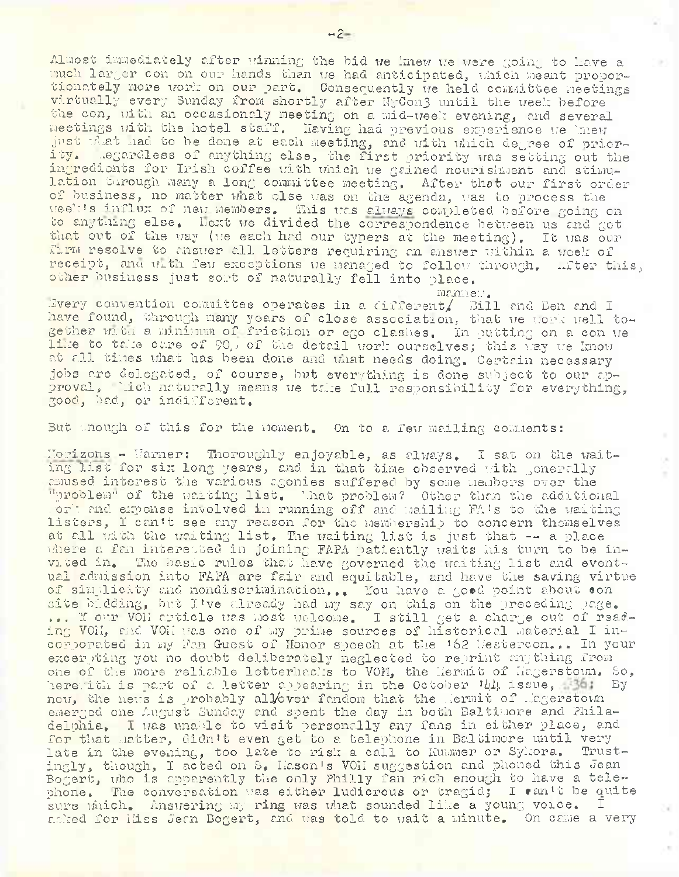Almost immediately after winning the bid we knew we were going to have a much larger con on our hands than we had anticipated, which meant proportionately more work on our part. Consequently we held committee meetings virtually every Sunday from shortly after NyCon3 until the week before the con, with an occasionaly meeting on a mid-week evening, and several meetings with the hotel staff. Having had previous experience we knew just what had to be done at each meeting, and with which degree of priority. Regardless of anything else, the first priority was setting out the ingredients for Irish coffee with which we gained nourishment and stimulation through many a long committee meeting. After that our first order of business, no matter what else was on the agenda, was to process the week's influx of new members. This was _always_ completed before going on to anything else. Next we divided the correspondence between us and got that out of the way (we each had our typers at the meeting). It was our firm resolve to answer all letters requiring an answer within a week of receipt, and with few exceptions we managed to follow through. After this, other business just sort of naturally fell into place.

Every convention committee operates in a different/ manner. Bill and Ben and I have found, through many years of close association, that we work well together with a minimum of friction or ego clashes. In putting on a con we like to take care of 90% of the detail work ourselves; this way we know at all times what has been done and what needs doing. Certain necessary jobs are delegated, of course, but everything is done subject to our approval, which naturally means we take full responsibility for everything, good, bad, or indifferent.

But enough of this for the moment. On to a few mailing comments:

_Horizons_ - Warner: Thoroughly enjoyable, as always. I sat on the waiting list for six long years, and in that time observed with generally amused interest the various agonies suffered by some members over the "problem" of the waiting list. What problem? Other than the additional work and expense involved in running off and mailing FA's to the waiting listers, I can't see any reason for the membership to concern themselves at all with the waiting list. The waiting list is just that -- a place where a fan interested in joining FAPA patiently waits his turn to be invited in. The basic rules that have governed the waiting list and eventual admission into FAPA are fair and equitable, and have the saving virtue of simplicity and nondiscrimination... You have a good point about con site bidding, but I've already had my say on this on the preceding page. ... Your VOM article was most welcome. I still get a charge out of reading VOM, and VOM was one of my prime sources of historical material I incorporated in my Fan Guest of Honor speech at the '62 Westercon... In your excerpting you no doubt deliberately neglected to reprint anything from one of the more reliable letterhacks to VOM, the Hermit of Hagerstown. So, herewith is part of a letter appearing in the October '44 issue, #36: By now, the news is probably all/over fandom that the Hermit of Hagerstown emerged one August Sunday and spent the day in both Baltimore and Philadelphia. I was unable to visit personally any fans in either place, and for that matter, didn't even get to a telephone in Baltimore until very late in the evening, too late to risk a call to Kummer or Sykora. Trustingly, though, I acted on S. Mason's VOM suggestion and phoned this Jean Bogert, who is apparently the only Philly fan rich enough to have a telephone. The conversation was either ludicrous or tragic; I can't be quite sure which. Answering my ring was what sounded like a young voice. I asked for Miss Jean Bogert, and was told to wait a minute. On came a very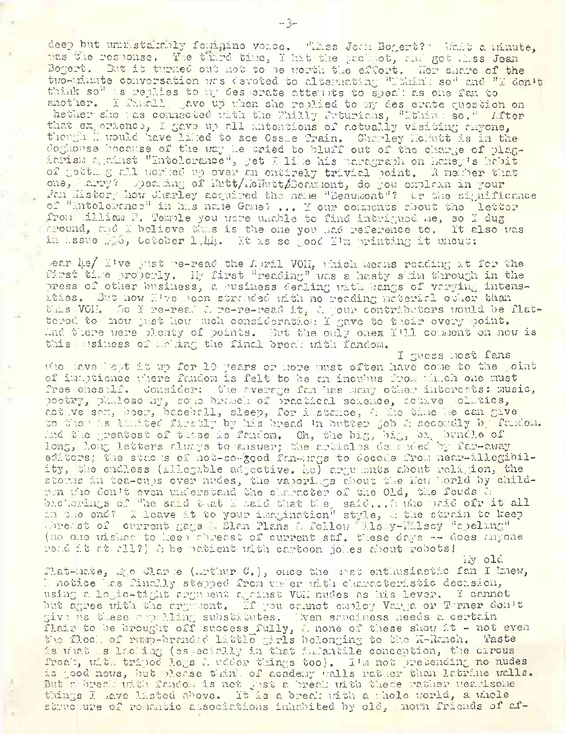deep but unmistakably feminine voice. "Miss Jean Bogert?" Wait a minute, was the response. The third time, I hit the jackpot, and got Miss Jean Bogert. But it turned out not to be worth the effort. Her share of the two-minute conversation was devoted to alternating "Ithink so" and "I don't think so" as replies to my desperate attempts to speak as one fan to another. I finally gave up when she replied to my desperate question on whether she was connected with the Philly Futurians, "Ithink so." After that experience, I gave up all intentions of actually visiting anyone, though I would have liked to see Ossie Train. Charley McNutt is in the doghouse because of the way he tried to bluff out of the charge of plagiarism against "Intolerance", yet I like his paragraph on Laney's habit of getting all worked up over an entirely trivial point. Remember that one, Harry? Speaking of Nutt/McNutt/Beaumont, do you explain in your Fan History how Charley acquired the name "Beaumont"? Or the significance of "Intolerance" in his name Game? ... Your comments about the letter from William F. Temple you were unable to find intrigued me, so I dug around, and I believe this is the one you had reference to. It also was in issue #16, October 1944. It is so good I'm printing it uncut:

Dear Ye/ I've just re-read the April VOM, which means reading it for the first time properly. My first "reading" was a hasty skim through in the press of other business, a business dealing with bangs of varying intensities. But now I've been stranded with no reading material other than this VOM. So I re-read & re-re-read it, & your contributors would be flattered to know just how much consideration I gave to their every point. And there were plenty of points. But the only ones I'll comment on now is this business of making the final break with fandom.

I guess most fans who have kept it up for 10 years or more must often have come to the point of impatience where fandom is felt to be an incubus from which one must free oneself. Consider: the average fan has many other interests: music, poetry, philosophy, some branch of practical science, active politics, active sex, beer, baseball, sleep, for instance, & the time he can give to them is limited firstly by his bread 'n butter job & secondly by fandom. And the greatest of these is fandom. Oh, the big, big, big bundle of long, long letters always to answer; the articles demanded by far-away editors; the stacks of not-so-good fan-mags to decode from near-illegibility, the endless (illegable adjective, he) arguments about religion, the storms in tea-cups over nudes, the vaporings about the New World by children who don't even understand the character of the Old, the feuds & bickerings of "he said that I said that they said...& who paid ofr it all in the end? I leave it to your imagination" style, & the strain to keep abreast of current gags - Slan Plans & follow Elsy-Kilsey "speling" (no one wishes to keep abreast of current stf. these days -- does anyone read it at all?) & be patient with cartoon jokes about robots!

My old flat-mate, Ego Clarke (Arthur C.), once the most enthusiastic fan I knew, I notice has finally stepped from under with characteristic decision, using a logic-tight argument against VOM nudes as his lever. I cannot but agree with the argument. If you cannot employ Varga or Turner don't give us these appalling substitutes. Even sauciness needs a certain flair to be brought off successfully, & none of these show it - not even the flock of rump-branded little girls belonging to the K-Ranch. Taste is what is lacking (especially in that infantile conception, the circus freak, with tripod legs & udder things too). I'm not pretending no nudes is good news, but please think of academy walls rather than latrine walls. But a break with fandom is not just a break with these rather wearisome things I have listed above. It is a break with a whole world, a whole structure of romantic associations inhabited by old, known friends of af-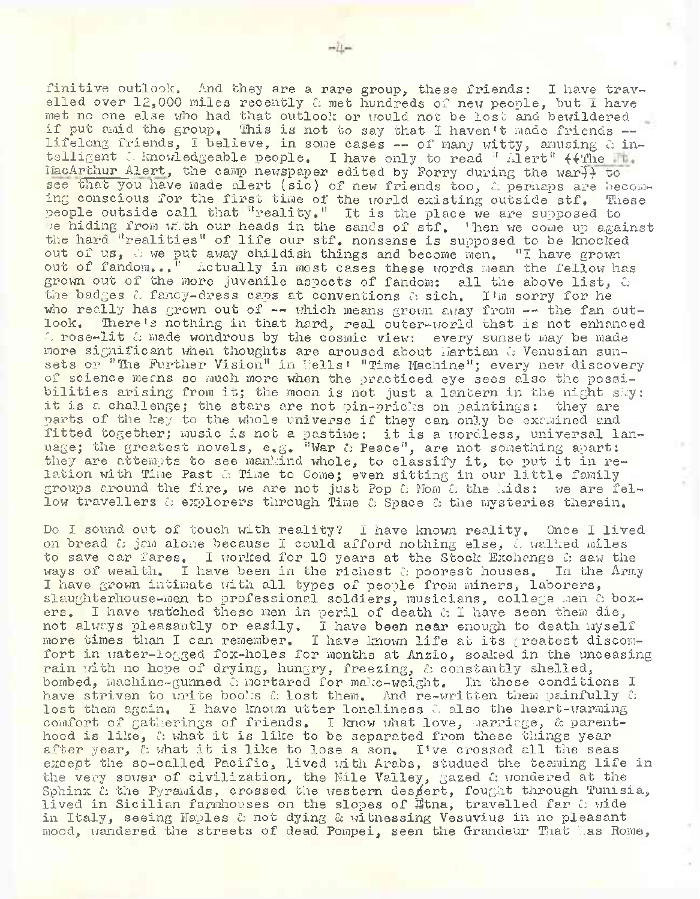finitive outlook. And they are a rare group, these friends: I have travelled over 12,000 miles recently & met hundreds of new people, but I have met no one else who had that outlook or would not be lost and bewildered if put amid the group. This is not to say that I haven't made friends -- lifelong friends, I believe, in some cases -- of many witty, amusing & intelligent & knowledgeable people. I have only to read "Alert" ((The Ft. MacArthur Alert, the camp newspaper edited by Forry during the war)) to see that you have made alert (sic) of new friends too, & perhaps are becoming conscious for the first time of the world existing outside stf. These people outside call that "reality." It is the place we are supposed to be hiding from with our heads in the sands of stf. When we come up against the hard "realities" of life our stf. nonsense is supposed to be knocked out of us, & we put away childish things and become men. "I have grown out of fandom..." Actually in most cases these words mean the fellow has grown out of the more juvenile aspects of fandom: all the above list, & the badges & fancy-dress caps at conventions & sich. I'm sorry for he who really has grown out of -- which means grown away from -- the fan outlook. There's nothing in that hard, real outer-world that is not enhanced & rose-lit & made wondrous by the cosmic view: every sunset may be made more significant when thoughts are aroused about Martian & Venusian sunsets or "The Further Vision" in Wells' "Time Machine"; every new discovery of science means so much more when the practiced eye sees also the possibilities arising from it; the moon is not just a lantern in the night sky: it is a challenge; the stars are not pin-pricks on paintings: they are parts of the key to the whole universe if they can only be examined and fitted together; music is not a pastime: it is a wordless, universal language; the greatest novels, e.g. "War & Peace", are not something apart: they are attempts to see mankind whole, to classify it, to put it in relation with Time Past & Time to Come; even sitting in our little family groups around the fire, we are not just Pop & Mom & the Kids: we are fellow travellers & explorers through Time & Space & the mysteries therein.

Do I sound out of touch with reality? I have known reality. Once I lived on bread & jam alone because I could afford nothing else, & walked miles to save car fares. I worked for 10 years at the Stock Exchange & saw the ways of wealth. I have been in the richest & poorest houses. In the Army I have grown intimate with all types of people from miners, laborers, slaughterhouse-men to professional soldiers, musicians, college men & boxers. I have watched these men in peril of death & I have seen them die, not always pleasantly or easily. I have been near enough to death myself more times than I can remember. I have known life at its greatest discomfort in water-logged fox-holes for months at Anzio, soaked in the unceasing rain with no hope of drying, hungry, freezing, & constantly shelled, bombed, machine-gunned & mortared for make-weight. In these conditions I have striven to write books & lost them. And re-written them painfully & lost them again. I have known utter loneliness & also the heart-warming comfort of gatherings of friends. I know what love, marriage, & parenthood is like, & what it is like to be separated from these things year after year, & what it is like to lose a son. I've crossed all the seas except the so-called Pacific, lived with Arabs, studied the teeming life in the very sewer of civilization, the Nile Valley, gazed & wondered at the Sphinx & the Pyramids, crossed the western desert, fought through Tunisia, lived in Sicilian farmhouses on the slopes of Etna, travelled far & wide in Italy, seeing Naples & not dying & witnessing Vesuvius in no pleasant mood, wandered the streets of dead Pompei, seen the Grandeur That Was Rome,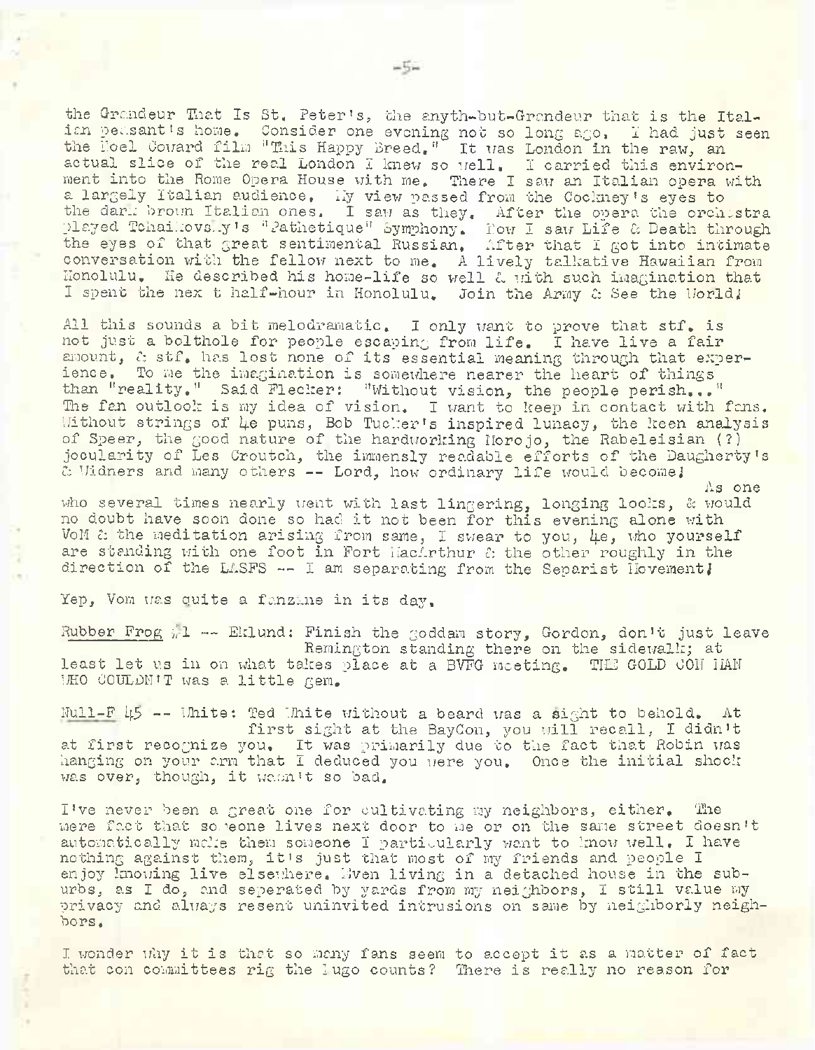the Grandeur That Is St. Peter's, the anyth-but-Grandeur that is the Italian peasant's home. Consider one evening not so long ago. I had just seen the Noel Coward film "This Happy Breed." It was London in the raw, an actual slice of the real London I knew so well. I carried this environment into the Rome Opera House with me. There I saw an Italian opera with a largely Italian audience. My view passed from the Cockney's eyes to the dark brown Italian ones. I saw as they. After the opera the orchestra played Tchaikovsky's "Pathetique" Symphony. Now I saw Life & Death through the eyes of that great sentimental Russian. After that I got into intimate conversation with the fellow next to me. A lively talkative Hawaiian from Honolulu. He described his home-life so well & with such imagination that I spent the nex t half-hour in Honolulu. Join the Army & See the World!

All this sounds a bit melodramatic. I only want to prove that stf. is not just a bolthole for people escaping from life. I have live a fair amount, & stf. has lost none of its essential meaning through that experience. To me the imagination is somewhere nearer the heart of things than "reality." Said Flecker: "Without vision, the people perish..." The fan outlook is my idea of vision. I want to keep in contact with fans. Without strings of 4e puns, Bob Tucker's inspired lunacy, the keen analysis of Speer, the good nature of the hardworking Morojo, the Rabeleisian (?) jocularity of Les Croutch, the immensly readable efforts of the Daugherty's & Widners and many others -- Lord, how ordinary life would become!

As one who several times nearly went with last lingering, longing looks, & would no doubt have soon done so had it not been for this evening alone with VoM & the meditation arising from same, I swear to you, 4e, who yourself are standing with one foot in Fort MacArthur & the other roughly in the direction of the LASFS -- I am separating from the Separist Movement!

Yep, Vom was quite a fanzine in its day.

Rubber Frog #1 -- Eklund: Finish the goddam story, Gordon, don't just leave Remington standing there on the sidewalk; at least let us in on what takes place at a BVFG meeting. THE GOLD COIN MAN WHO COULDN'T was a little gem.

Null-F 45 -- White: Ted White without a beard was a sight to behold. At first sight at the BayCon, you will recall, I didn't at first recognize you. It was primarily due to the fact that Robin was hanging on your arm that I deduced you were you. Once the initial shock was over, though, it wasn't so bad.

I've never been a great one for cultivating my neighbors, either. The mere fact that someone lives next door to me or on the same street doesn't automatically make them someone I particularly want to know well. I have nothing against them, it's just that most of my friends and people I enjoy knowing live elsewhere. Even living in a detached house in the suburbs, as I do, and seperated by yards from my neighbors, I still value my privacy and always resent uninvited intrusions on same by neighborly neighbors.

I wonder why it is that so many fans seem to accept it as a matter of fact that con committees rig the Hugo counts? There is really no reason for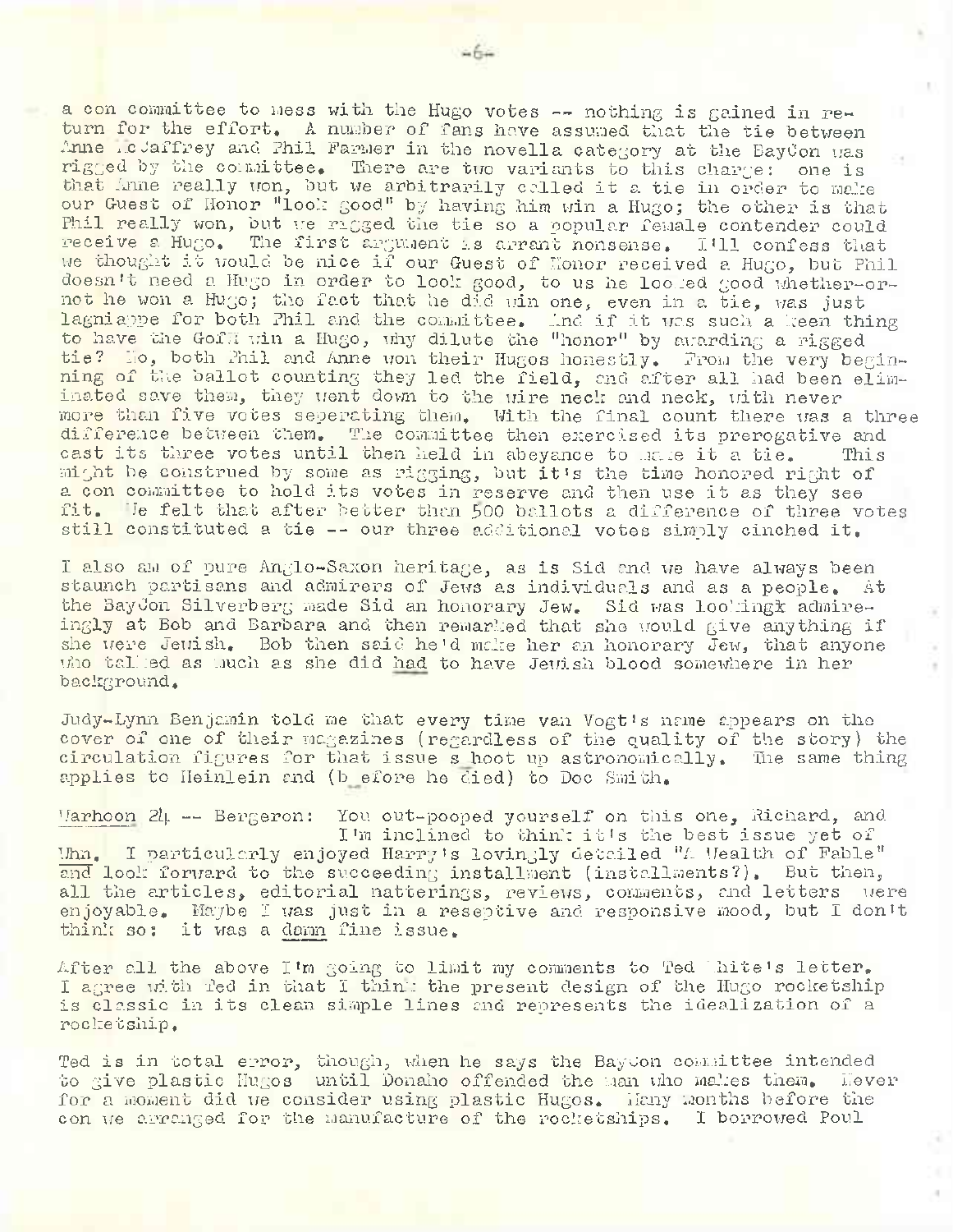a con committee to mess with the Hugo votes -- nothing is gained in return for the effort. A number of fans have assumed that the tie between Anne McCaffrey and Phil Farmer in the novella category at the BayCon was rigged by the committee. There are two variants to this charge: one is that Anne really won, but we arbitrarily called it a tie in order to make our Guest of Honor "look good" by having him win a Hugo; the other is that Phil really won, but we rigged the tie so a popular female contender could receive a Hugo. The first argument is arrant nonsense. I'll confess that we thought it would be nice if our Guest of Honor received a Hugo, but Phil doesn't need a Hugo in order to look good, to us he looked good whether-or-not he won a Hugo; the fact that he did win one, even in a tie, was just lagniappe for both Phil and the committee. And if it was such a keen thing to have the GofH win a Hugo, why dilute the "honor" by awarding a rigged tie? No, both Phil and Anne won their Hugos honestly. From the very beginning of the ballot counting they led the field, and after all had been eliminated save them, they went down to the wire neck and neck, with never more than five votes seperating them. With the final count there was a three difference between them. The committee then exercised its prerogative and cast its three votes until then held in abeyance to make it a tie. This might be construed by some as rigging, but it's the time honored right of a con committee to hold its votes in reserve and then use it as they see fit. We felt that after better than 500 ballots a difference of three votes still constituted a tie -- our three additional votes simply cinched it.

I also am of pure Anglo-Saxon heritage, as is Sid and we have always been staunch partisans and admirers of Jews as individuals and as a people. At the BayCon Silverberg made Sid an honorary Jew. Sid was lookingk admireingly at Bob and Barbara and then remarked that she would give anything if she were Jewish. Bob then said he'd make her an honorary Jew, that anyone who talked as much as she did had to have Jewish blood somewhere in her background.

Judy-Lynn Benjamin told me that every time van Vogt's name appears on the cover of one of their magazines (regardless of the quality of the story) the circulation figures for that issue shoot up astronomically. The same thing applies to Heinlein and (before he died) to Doc Smith.

Warhoon 24 -- Bergeron: You out-pooped yourself on this one, Richard, and I'm inclined to think it's the best issue yet of Whn. I particularly enjoyed Harry's lovingly detailed "A Wealth of Fable" and look forward to the succeeding installment (installments?). But then, all the articles, editorial natterings, reviews, comments, and letters were enjoyable. Maybe I was just in a reseptive and responsive mood, but I don't think so: it was a damn fine issue.

After all the above I'm going to limit my comments to Ted White's letter. I agree with Ted in that I think the present design of the Hugo rocketship is classic in its clean simple lines and represents the idealization of a rocketship.

Ted is in total error, though, when he says the BayCon committee intended to give plastic Hugos until Donaho offended the man who makes them. Never for a moment did we consider using plastic Hugos. Many months before the con we arranged for the manufacture of the rocketships. I borrowed Poul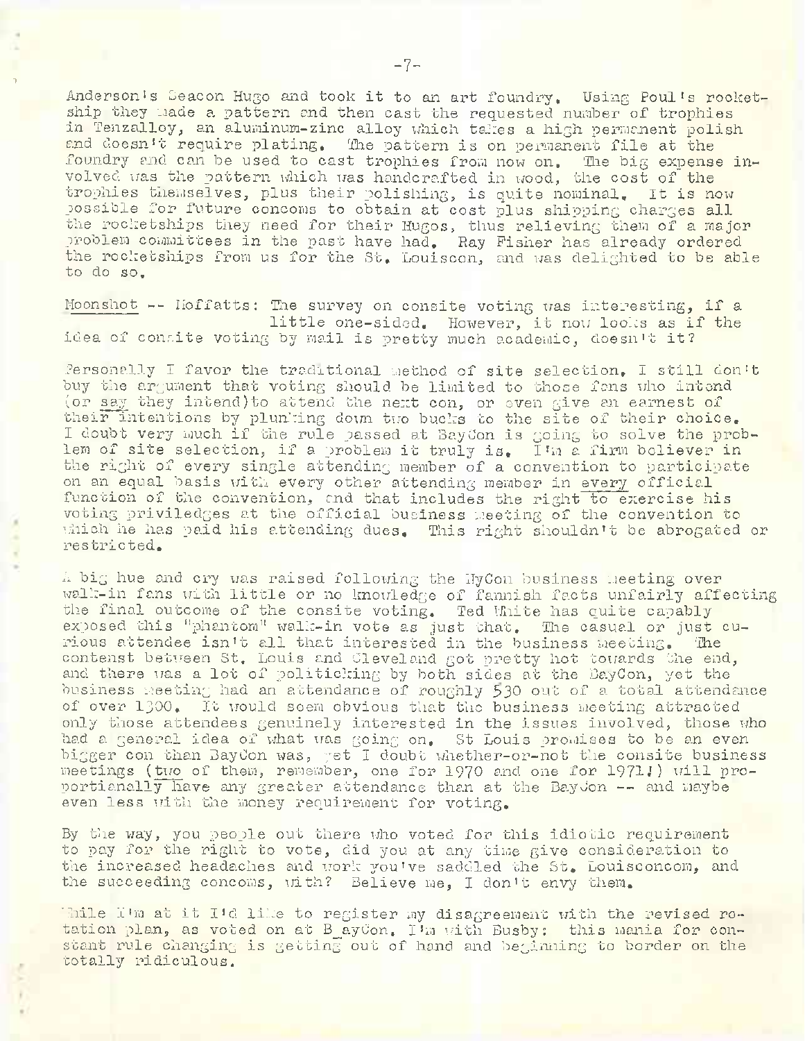Anderson's Beacon Hugo and took it to an art foundry. Using Poul's rocketship they made a pattern and then cast the requested number of trophies in Tenzalloy, an aluminum-zinc alloy which takes a high permanent polish and doesn't require plating. The pattern is on permanent file at the foundry and can be used to cast trophies from now on. The big expense involved was the pattern which was handcrafted in wood, the cost of the trophies themselves, plus their polishing, is quite nominal. It is now possible for future concoms to obtain at cost plus shipping charges all the rocketships they need for their Hugos, thus relieving them of a major problem committees in the past have had. Ray Fisher has already ordered the rocketships from us for the St. Louiscon, and was delighted to be able to do so.

Moonshot -- Moffatts: The survey on consite voting was interesting, if a little one-sided. However, it now looks as if the idea of consite voting by mail is pretty much academic, doesn't it?

Personally I favor the traditional method of site selection. I still don't buy the argument that voting should be limited to those fans who intend (or say they intend) to attend the next con, or even give an earnest of their intentions by plunking down two bucks to the site of their choice. I doubt very much if the rule passed at BayCon is going to solve the problem of site selection, if a problem it truly is. I'm a firm believer in the right of every single attending member of a convention to participate on an equal basis with every other attending member in every official function of the convention, and that includes the right to exercise his voting priviledges at the official business meeting of the convention to which he has paid his attending dues. This right shouldn't be abrogated or restricted.

A big hue and cry was raised following the NyCon business meeting over walk-in fans with little or no knowledge of fannish facts unfairly affecting the final outcome of the consite voting. Ted White has quite capably exposed this "phantom" walk-in vote as just that. The casual or just curious attendee isn't all that interested in the business meeting. The contenst between St. Louis and Cleveland got pretty hot towards the end, and there was a lot of politicking by both sides at the BayCon, yet the business meeting had an attendance of roughly 530 out of a total attendance of over 1300. It would seem obvious that the business meeting attracted only those attendees genuinely interested in the issues involved, those who had a general idea of what was going on. St Louis promises to be an even bigger con than BayCon was, yet I doubt whether-or-not the consite business meetings (two of them, remember, one for 1970 and one for 1971!) will proportianally have any greater attendance than at the BayCon -- and maybe even less with the money requirement for voting.

By the way, you people out there who voted for this idiotic requirement to pay for the right to vote, did you at any time give consideration to the increased headaches and work you've saddled the St. Louisconcom, and the succeeding concoms, with? Believe me, I don't envy them.

While I'm at it I'd like to register my disagreement with the revised rotation plan, as voted on at BayCon. I'm with Busby: this mania for constant rule changing is getting out of hand and beginning to border on the totally ridiculous.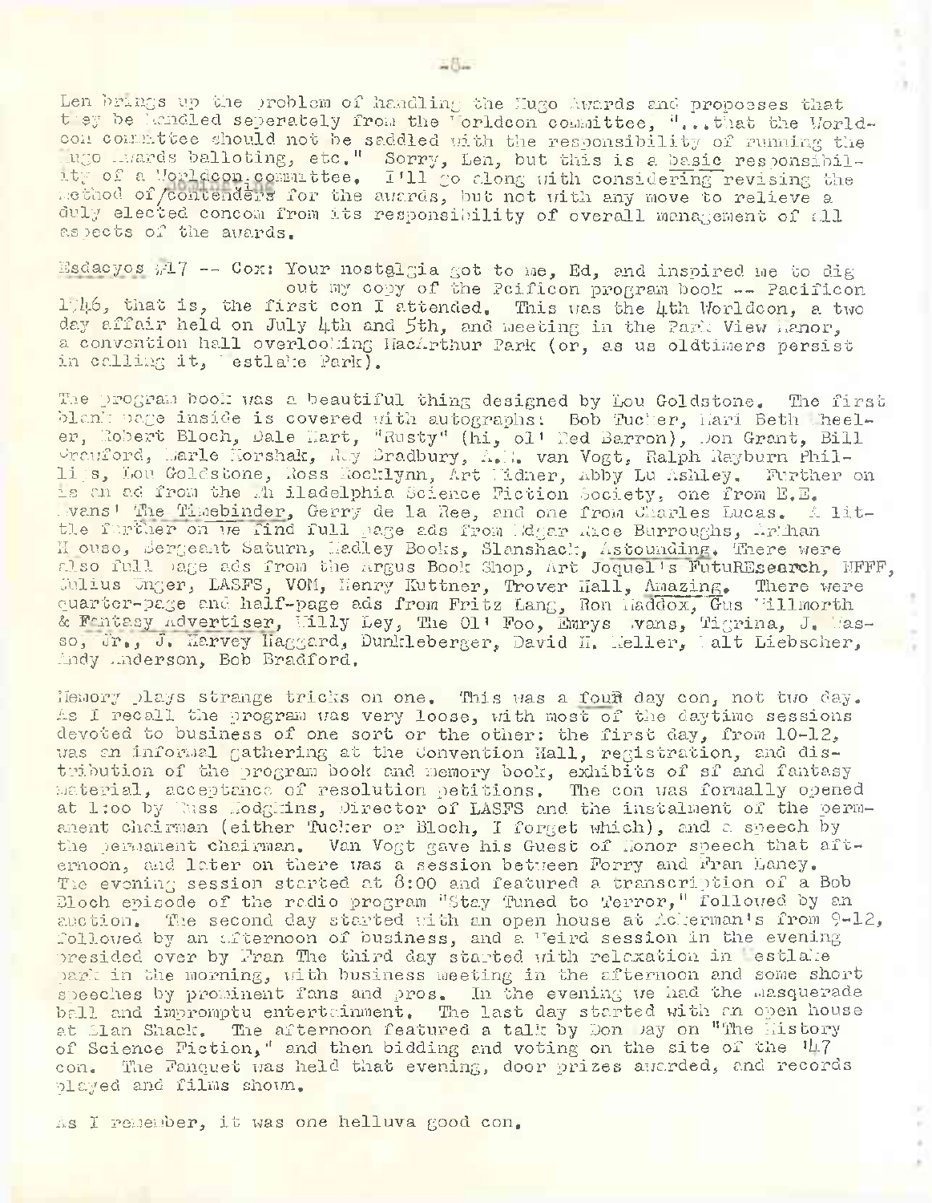Len brings up the problem of handling the Hugo Awards and proposes that they be handled seperately from the Worldcon committee, "...that the Worldcon committee should not be saddled with the responsibility of running the Hugo Awards balloting, etc." Sorry, Len, but this is a basic responsibility of a Worldcon committee. I'll go along with considering revising the method of nominating contenders for the awards, but not with any move to relieve a duly elected concom from its responsibility of overall management of all aspects of the awards.

Esdacyos #17 -- Cox: Your nostalgia got to me, Ed, and inspired me to dig out my copy of the Pcificon program book -- Pacificon 1946, that is, the first con I attended. This was the 4th Worldcon, a two day affair held on July 4th and 5th, and meeting in the Park View Manor, a convention hall overlooking MacArthur Park (or, as us oldtimers persist in calling it, Westlake Park).

The program book was a beautiful thing designed by Lou Goldstone. The first blank page inside is covered with autographs: Bob Tucker, Mari Beth Wheeler, Robert Bloch, Dale Hart, "Rusty" (hi, ol' Ted Barron), Don Grant, Bill Crawford, Earle Korshak, Ray Bradbury, A.E. van Vogt, Ralph Rayburn Phillips, Lou Goldstone, Ross Rocklynn, Art Widner, Abby Lu Ashley. Further on is an ad from the Philadelphia Science Fiction Society, one from E.E. Evans' The Timebinder, Gerry de la Ree, and one from Charles Lucas. A little further on we find full page ads from Edgar Rice Burroughs, Arkham House, Sergeant Saturn, Hadley Books, Slanshack, Astounding. There were also full page ads from the Argus Book Shop, Art Joquel's FutuREsearch, NFFF, Julius Unger, LASFS, VOM, Henry Kuttner, Trover Hall, Amazing. There were quarter-page and half-page ads from Fritz Lang, Ron Maddox, Gus Willmorth & Fantasy Advertiser, Willy Ley, The Ol' Foo, Emrys Evans, Tigrina, J. Masso, Jr., J. Harvey Haggard, Dunkleberger, David H. Keller, Walt Liebscher, Andy Anderson, Bob Bradford.

Memory plays strange tricks on one. This was a four day con, not two day. As I recall the program was very loose, with most of the daytime sessions devoted to business of one sort or the other: the first day, from 10-12, was an informal gathering at the Convention Hall, registration, and distribution of the program book and memory book, exhibits of sf and fantasy material, acceptance of resolution petitions. The con was formally opened at 1:00 by Russ Hodgkins, Director of LASFS and the instalment of the permanent chairman (either Tucker or Bloch, I forget which), and a speech by the permanent chairman. Van Vogt gave his Guest of Honor speech that afternoon, and later on there was a session between Forry and Fran Laney. The evening session started at 8:00 and featured a transcription of a Bob Bloch episode of the radio program "Stay Tuned to Terror," followed by an auction. The second day started with an open house at Ackerman's from 9-12, followed by an afternoon of business, and a Weird session in the evening presided over by Fran The third day started with relaxation in Westlake park in the morning, with business meeting in the afternoon and some short speeches by prominent fans and pros. In the evening we had the masquerade ball and impromptu entertainment. The last day started with an open house at Slan Shack. The afternoon featured a talk by Don Day on "The History of Science Fiction," and then bidding and voting on the site of the '47 con. The Banquet was held that evening, door prizes awarded, and records played and films shown.

As I remember, it was one helluva good con.